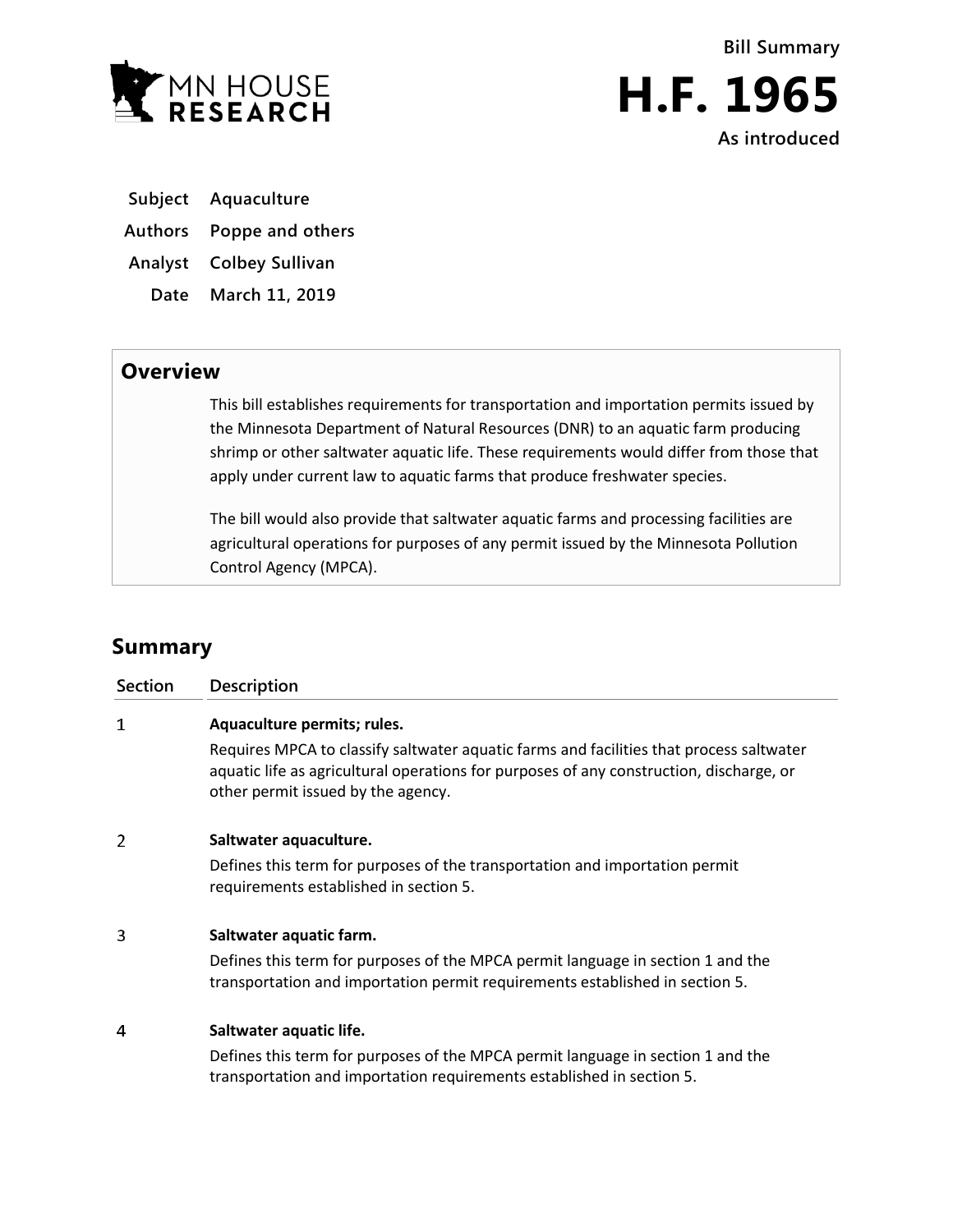MN HOUSE RESEARCH

# Bill Summary

# H.F. 1965

**As introduced**

**Subject** Aquaculture

**Authors** Poppe and others

**Analyst** Colbey Sullivan

**Date** March 11, 2019

## Overview

This bill establishes requirements for transportation and importation permits issued by the Minnesota Department of Natural Resources (DNR) to an aquatic farm producing shrimp or other saltwater aquatic life. These requirements would differ from those that apply under current law to aquatic farms that produce freshwater species.

The bill would also provide that saltwater aquatic farms and processing facilities are agricultural operations for purposes of any permit issued by the Minnesota Pollution Control Agency (MPCA).

## Summary

| Section | Description |
| --- | --- |
| 1 | **Aquaculture permits; rules.** Requires MPCA to classify saltwater aquatic farms and facilities that process saltwater aquatic life as agricultural operations for purposes of any construction, discharge, or other permit issued by the agency. |
| 2 | **Saltwater aquaculture.** Defines this term for purposes of the transportation and importation permit requirements established in section 5. |
| 3 | **Saltwater aquatic farm.** Defines this term for purposes of the MPCA permit language in section 1 and the transportation and importation permit requirements established in section 5. |
| 4 | **Saltwater aquatic life.** Defines this term for purposes of the MPCA permit language in section 1 and the transportation and importation requirements established in section 5. |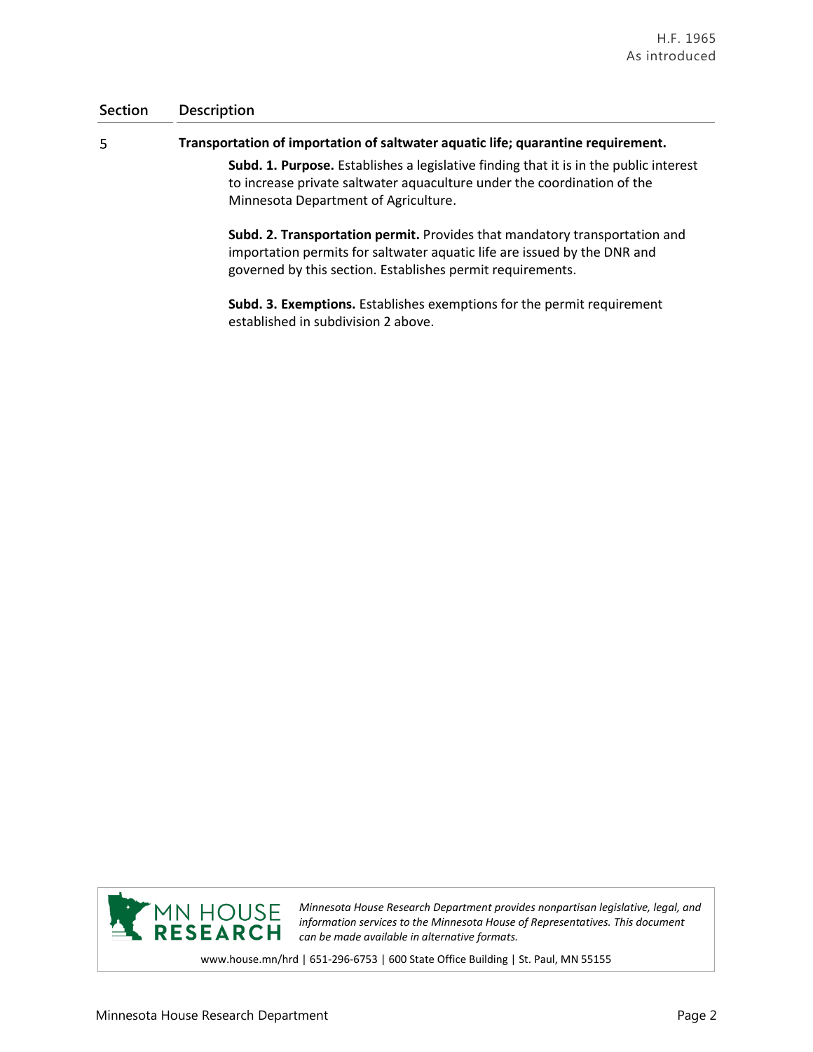| Section | Description |
|---|---|
| 5 | **Transportation of importation of saltwater aquatic life; quarantine requirement.**<br><br>**Subd. 1. Purpose.** Establishes a legislative finding that it is in the public interest to increase private saltwater aquaculture under the coordination of the Minnesota Department of Agriculture.<br><br>**Subd. 2. Transportation permit.** Provides that mandatory transportation and importation permits for saltwater aquatic life are issued by the DNR and governed by this section. Establishes permit requirements.<br><br>**Subd. 3. Exemptions.** Establishes exemptions for the permit requirement established in subdivision 2 above. |

*Minnesota House Research Department provides nonpartisan legislative, legal, and information services to the Minnesota House of Representatives. This document can be made available in alternative formats.*

www.house.mn/hrd | 651-296-6753 | 600 State Office Building | St. Paul, MN 55155